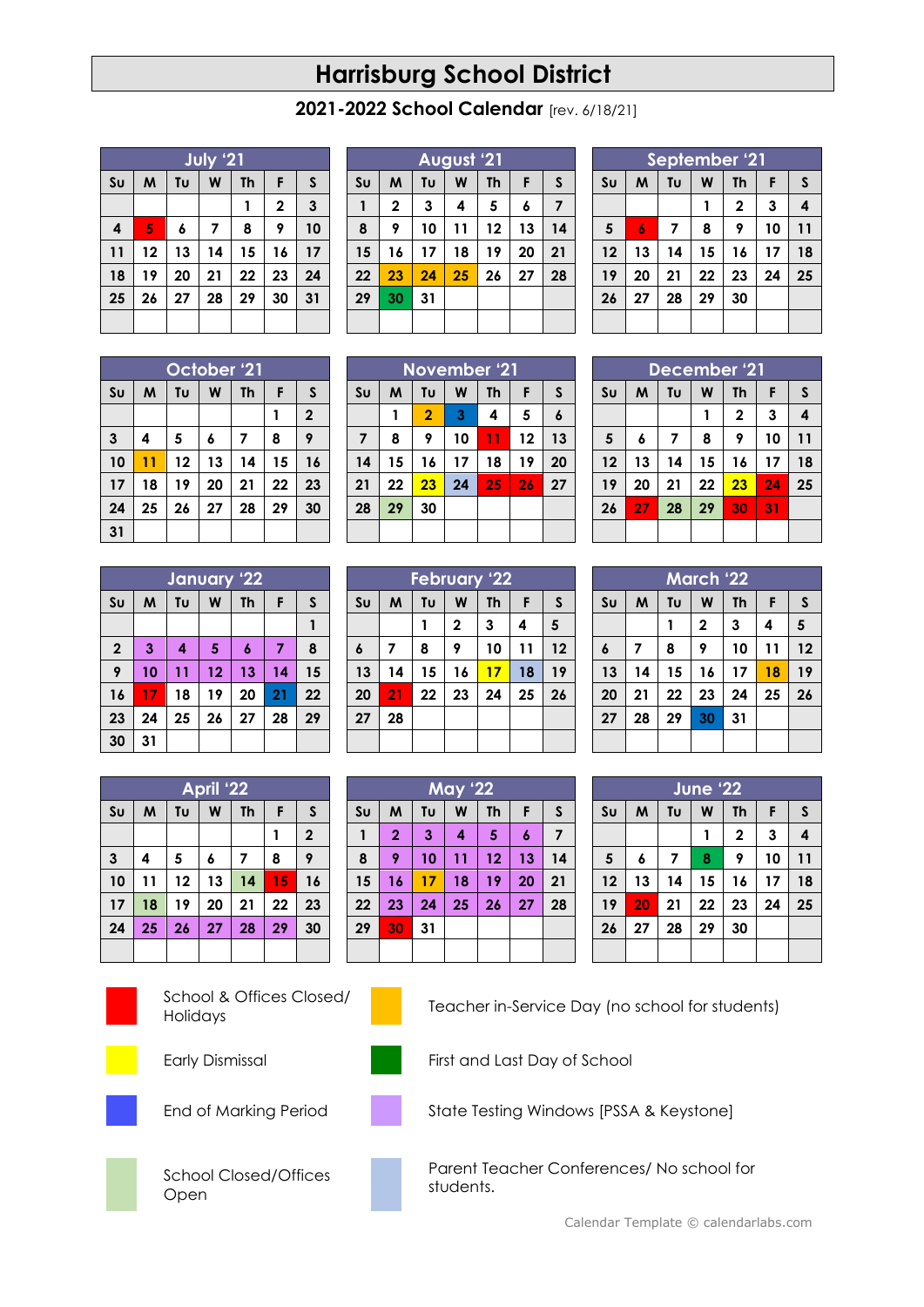# Harrisburg School District

## 2021-2022 School Calendar [rev. 6/18/21]

### July '21

| Su | M | Tu | W | Th | F | S |
|---|---|---|---|---|---|---|
| | | | | 1 | 2 | 3 |
| 4 | 5 | 6 | 7 | 8 | 9 | 10 |
| 11 | 12 | 13 | 14 | 15 | 16 | 17 |
| 18 | 19 | 20 | 21 | 22 | 23 | 24 |
| 25 | 26 | 27 | 28 | 29 | 30 | 31 |

### August '21

| Su | M | Tu | W | Th | F | S |
|---|---|---|---|---|---|---|
| 1 | 2 | 3 | 4 | 5 | 6 | 7 |
| 8 | 9 | 10 | 11 | 12 | 13 | 14 |
| 15 | 16 | 17 | 18 | 19 | 20 | 21 |
| 22 | 23 | 24 | 25 | 26 | 27 | 28 |
| 29 | 30 | 31 | | | | |

### September '21

| Su | M | Tu | W | Th | F | S |
|---|---|---|---|---|---|---|
| | | | 1 | 2 | 3 | 4 |
| 5 | 6 | 7 | 8 | 9 | 10 | 11 |
| 12 | 13 | 14 | 15 | 16 | 17 | 18 |
| 19 | 20 | 21 | 22 | 23 | 24 | 25 |
| 26 | 27 | 28 | 29 | 30 | | |

### October '21

| Su | M | Tu | W | Th | F | S |
|---|---|---|---|---|---|---|
| | | | | | 1 | 2 |
| 3 | 4 | 5 | 6 | 7 | 8 | 9 |
| 10 | 11 | 12 | 13 | 14 | 15 | 16 |
| 17 | 18 | 19 | 20 | 21 | 22 | 23 |
| 24 | 25 | 26 | 27 | 28 | 29 | 30 |
| 31 | | | | | | |

### November '21

| Su | M | Tu | W | Th | F | S |
|---|---|---|---|---|---|---|
| | 1 | 2 | 3 | 4 | 5 | 6 |
| 7 | 8 | 9 | 10 | 11 | 12 | 13 |
| 14 | 15 | 16 | 17 | 18 | 19 | 20 |
| 21 | 22 | 23 | 24 | 25 | 26 | 27 |
| 28 | 29 | 30 | | | | |

### December '21

| Su | M | Tu | W | Th | F | S |
|---|---|---|---|---|---|---|
| | | | 1 | 2 | 3 | 4 |
| 5 | 6 | 7 | 8 | 9 | 10 | 11 |
| 12 | 13 | 14 | 15 | 16 | 17 | 18 |
| 19 | 20 | 21 | 22 | 23 | 24 | 25 |
| 26 | 27 | 28 | 29 | 30 | 31 | |

### January '22

| Su | M | Tu | W | Th | F | S |
|---|---|---|---|---|---|---|
| | | | | | | 1 |
| 2 | 3 | 4 | 5 | 6 | 7 | 8 |
| 9 | 10 | 11 | 12 | 13 | 14 | 15 |
| 16 | 17 | 18 | 19 | 20 | 21 | 22 |
| 23 | 24 | 25 | 26 | 27 | 28 | 29 |
| 30 | 31 | | | | | |

### February '22

| Su | M | Tu | W | Th | F | S |
|---|---|---|---|---|---|---|
| | | 1 | 2 | 3 | 4 | 5 |
| 6 | 7 | 8 | 9 | 10 | 11 | 12 |
| 13 | 14 | 15 | 16 | 17 | 18 | 19 |
| 20 | 21 | 22 | 23 | 24 | 25 | 26 |
| 27 | 28 | | | | | |

### March '22

| Su | M | Tu | W | Th | F | S |
|---|---|---|---|---|---|---|
| | | 1 | 2 | 3 | 4 | 5 |
| 6 | 7 | 8 | 9 | 10 | 11 | 12 |
| 13 | 14 | 15 | 16 | 17 | 18 | 19 |
| 20 | 21 | 22 | 23 | 24 | 25 | 26 |
| 27 | 28 | 29 | 30 | 31 | | |

### April '22

| Su | M | Tu | W | Th | F | S |
|---|---|---|---|---|---|---|
| | | | | | 1 | 2 |
| 3 | 4 | 5 | 6 | 7 | 8 | 9 |
| 10 | 11 | 12 | 13 | 14 | 15 | 16 |
| 17 | 18 | 19 | 20 | 21 | 22 | 23 |
| 24 | 25 | 26 | 27 | 28 | 29 | 30 |

### May '22

| Su | M | Tu | W | Th | F | S |
|---|---|---|---|---|---|---|
| 1 | 2 | 3 | 4 | 5 | 6 | 7 |
| 8 | 9 | 10 | 11 | 12 | 13 | 14 |
| 15 | 16 | 17 | 18 | 19 | 20 | 21 |
| 22 | 23 | 24 | 25 | 26 | 27 | 28 |
| 29 | 30 | 31 | | | | |

### June '22

| Su | M | Tu | W | Th | F | S |
|---|---|---|---|---|---|---|
| | | | 1 | 2 | 3 | 4 |
| 5 | 6 | 7 | 8 | 9 | 10 | 11 |
| 12 | 13 | 14 | 15 | 16 | 17 | 18 |
| 19 | 20 | 21 | 22 | 23 | 24 | 25 |
| 26 | 27 | 28 | 29 | 30 | | |

School & Offices Closed/ Holidays

Teacher in-Service Day (no school for students)

Early Dismissal

First and Last Day of School

End of Marking Period

State Testing Windows [PSSA & Keystone]

School Closed/Offices Open

Parent Teacher Conferences/ No school for students.

Calendar Template © calendarlabs.com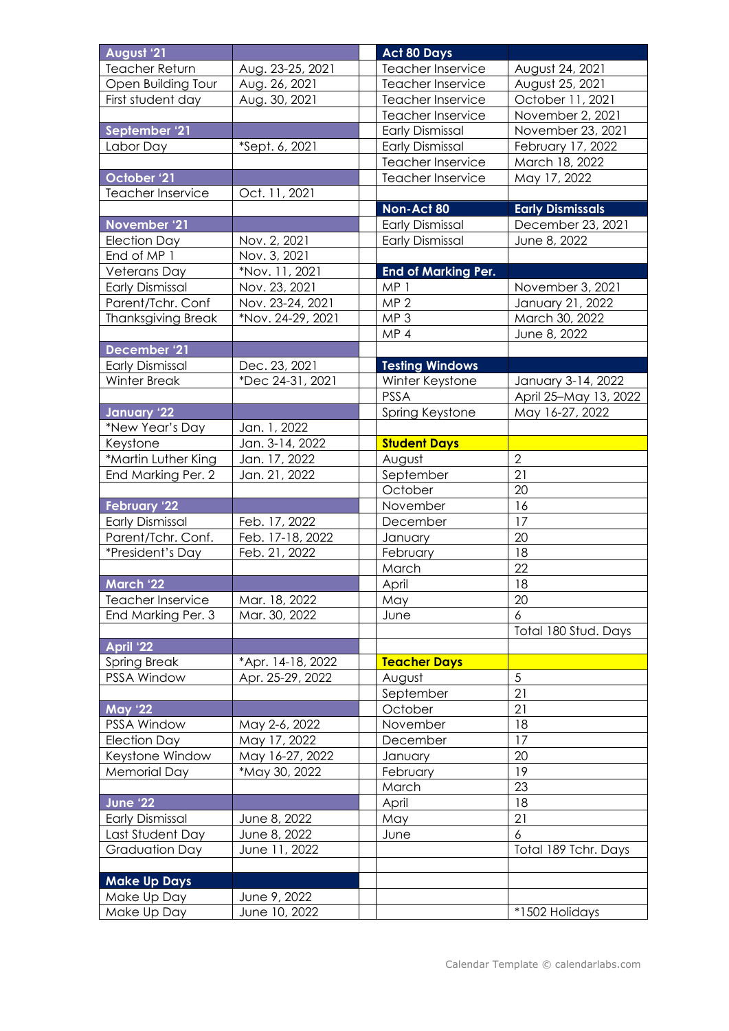| August '21 | | | Act 80 Days | |
|---|---|---|---|---|
| Teacher Return | Aug. 23-25, 2021 | | Teacher Inservice | August 24, 2021 |
| Open Building Tour | Aug. 26, 2021 | | Teacher Inservice | August 25, 2021 |
| First student day | Aug. 30, 2021 | | Teacher Inservice | October 11, 2021 |
| | | | Teacher Inservice | November 2, 2021 |
| **September '21** | | | Early Dismissal | November 23, 2021 |
| Labor Day | *Sept. 6, 2021 | | Early Dismissal | February 17, 2022 |
| | | | Teacher Inservice | March 18, 2022 |
| **October '21** | | | Teacher Inservice | May 17, 2022 |
| Teacher Inservice | Oct. 11, 2021 | | | |
| | | | **Non-Act 80** | **Early Dismissals** |
| **November '21** | | | Early Dismissal | December 23, 2021 |
| Election Day | Nov. 2, 2021 | | Early Dismissal | June 8, 2022 |
| End of MP 1 | Nov. 3, 2021 | | | |
| Veterans Day | *Nov. 11, 2021 | | **End of Marking Per.** | |
| Early Dismissal | Nov. 23, 2021 | | MP 1 | November 3, 2021 |
| Parent/Tchr. Conf | Nov. 23-24, 2021 | | MP 2 | January 21, 2022 |
| Thanksgiving Break | *Nov. 24-29, 2021 | | MP 3 | March 30, 2022 |
| | | | MP 4 | June 8, 2022 |
| **December '21** | | | | |
| Early Dismissal | Dec. 23, 2021 | | **Testing Windows** | |
| Winter Break | *Dec 24-31, 2021 | | Winter Keystone | January 3-14, 2022 |
| | | | PSSA | April 25–May 13, 2022 |
| **January '22** | | | Spring Keystone | May 16-27, 2022 |
| *New Year's Day | Jan. 1, 2022 | | | |
| Keystone | Jan. 3-14, 2022 | | **Student Days** | |
| *Martin Luther King | Jan. 17, 2022 | | August | 2 |
| End Marking Per. 2 | Jan. 21, 2022 | | September | 21 |
| | | | October | 20 |
| **February '22** | | | November | 16 |
| Early Dismissal | Feb. 17, 2022 | | December | 17 |
| Parent/Tchr. Conf. | Feb. 17-18, 2022 | | January | 20 |
| *President's Day | Feb. 21, 2022 | | February | 18 |
| | | | March | 22 |
| **March '22** | | | April | 18 |
| Teacher Inservice | Mar. 18, 2022 | | May | 20 |
| End Marking Per. 3 | Mar. 30, 2022 | | June | 6 |
| | | | | Total 180 Stud. Days |
| **April '22** | | | | |
| Spring Break | *Apr. 14-18, 2022 | | **Teacher Days** | |
| PSSA Window | Apr. 25-29, 2022 | | August | 5 |
| | | | September | 21 |
| **May '22** | | | October | 21 |
| PSSA Window | May 2-6, 2022 | | November | 18 |
| Election Day | May 17, 2022 | | December | 17 |
| Keystone Window | May 16-27, 2022 | | January | 20 |
| Memorial Day | *May 30, 2022 | | February | 19 |
| | | | March | 23 |
| **June '22** | | | April | 18 |
| Early Dismissal | June 8, 2022 | | May | 21 |
| Last Student Day | June 8, 2022 | | June | 6 |
| Graduation Day | June 11, 2022 | | | Total 189 Tchr. Days |
| | | | | |
| **Make Up Days** | | | | |
| Make Up Day | June 9, 2022 | | | |
| Make Up Day | June 10, 2022 | | | *1502 Holidays |

Calendar Template © calendarlabs.com